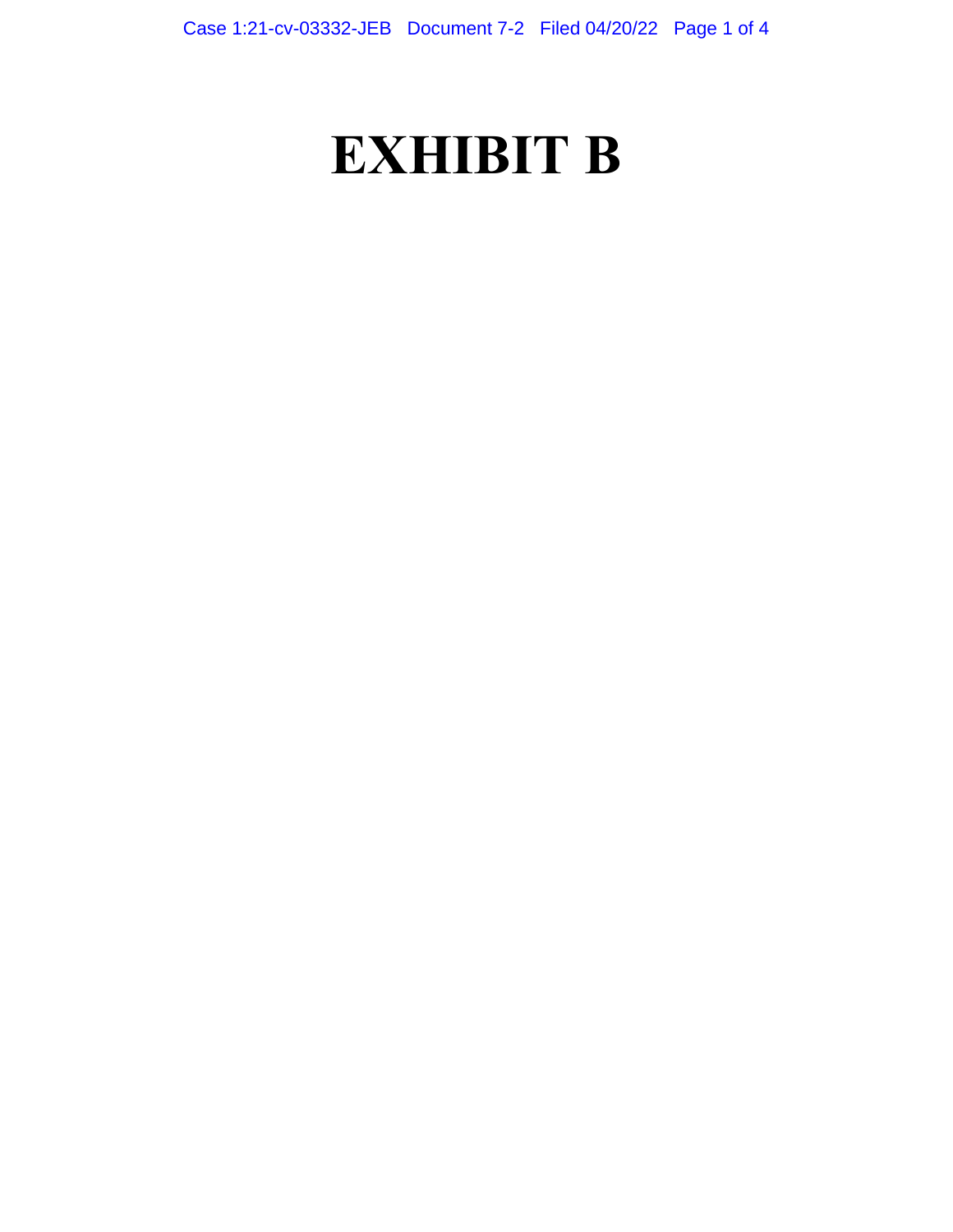# EXHIBIT B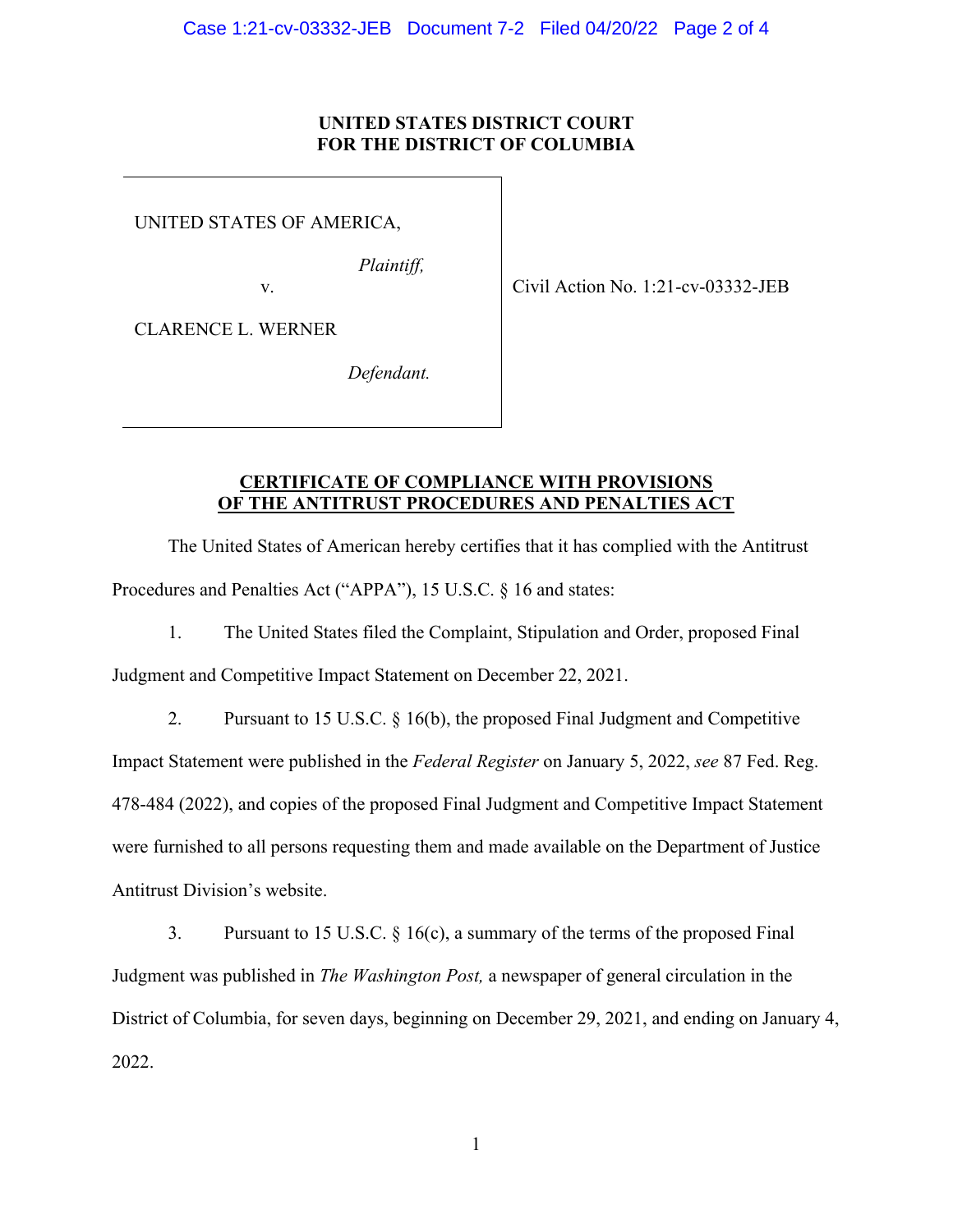**UNITED STATES DISTRICT COURT**
**FOR THE DISTRICT OF COLUMBIA**

| | |
|---|---|
| UNITED STATES OF AMERICA,<br><br>*Plaintiff,*<br><br>v.<br><br>CLARENCE L. WERNER<br><br>*Defendant.* | Civil Action No. 1:21-cv-03332-JEB |

**CERTIFICATE OF COMPLIANCE WITH PROVISIONS OF THE ANTITRUST PROCEDURES AND PENALTIES ACT**

The United States of American hereby certifies that it has complied with the Antitrust Procedures and Penalties Act ("APPA"), 15 U.S.C. § 16 and states:

1. The United States filed the Complaint, Stipulation and Order, proposed Final Judgment and Competitive Impact Statement on December 22, 2021.

2. Pursuant to 15 U.S.C. § 16(b), the proposed Final Judgment and Competitive Impact Statement were published in the *Federal Register* on January 5, 2022, *see* 87 Fed. Reg. 478-484 (2022), and copies of the proposed Final Judgment and Competitive Impact Statement were furnished to all persons requesting them and made available on the Department of Justice Antitrust Division's website.

3. Pursuant to 15 U.S.C. § 16(c), a summary of the terms of the proposed Final Judgment was published in *The Washington Post,* a newspaper of general circulation in the District of Columbia, for seven days, beginning on December 29, 2021, and ending on January 4, 2022.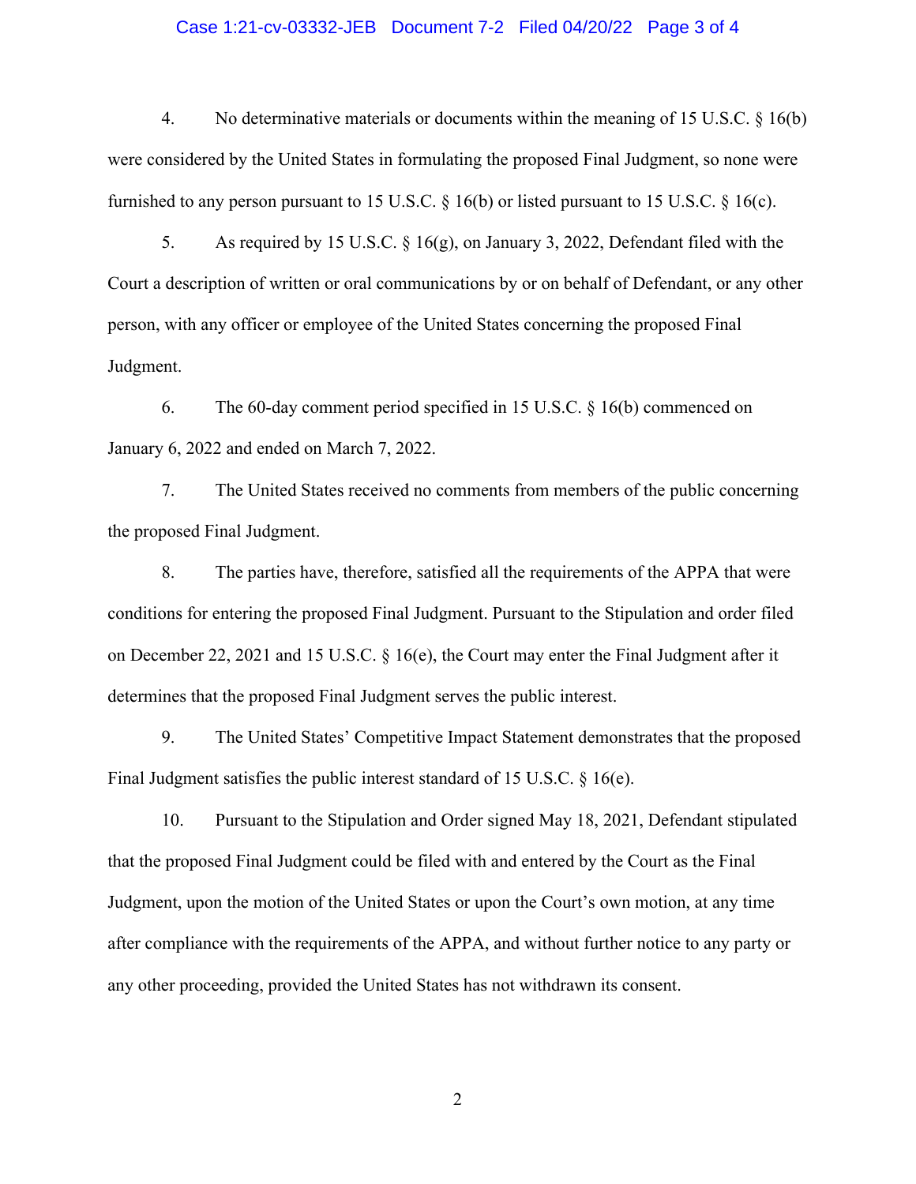4. No determinative materials or documents within the meaning of 15 U.S.C. § 16(b) were considered by the United States in formulating the proposed Final Judgment, so none were furnished to any person pursuant to 15 U.S.C. § 16(b) or listed pursuant to 15 U.S.C. § 16(c).

5. As required by 15 U.S.C. § 16(g), on January 3, 2022, Defendant filed with the Court a description of written or oral communications by or on behalf of Defendant, or any other person, with any officer or employee of the United States concerning the proposed Final Judgment.

6. The 60-day comment period specified in 15 U.S.C. § 16(b) commenced on January 6, 2022 and ended on March 7, 2022.

7. The United States received no comments from members of the public concerning the proposed Final Judgment.

8. The parties have, therefore, satisfied all the requirements of the APPA that were conditions for entering the proposed Final Judgment. Pursuant to the Stipulation and order filed on December 22, 2021 and 15 U.S.C. § 16(e), the Court may enter the Final Judgment after it determines that the proposed Final Judgment serves the public interest.

9. The United States' Competitive Impact Statement demonstrates that the proposed Final Judgment satisfies the public interest standard of 15 U.S.C. § 16(e).

10. Pursuant to the Stipulation and Order signed May 18, 2021, Defendant stipulated that the proposed Final Judgment could be filed with and entered by the Court as the Final Judgment, upon the motion of the United States or upon the Court's own motion, at any time after compliance with the requirements of the APPA, and without further notice to any party or any other proceeding, provided the United States has not withdrawn its consent.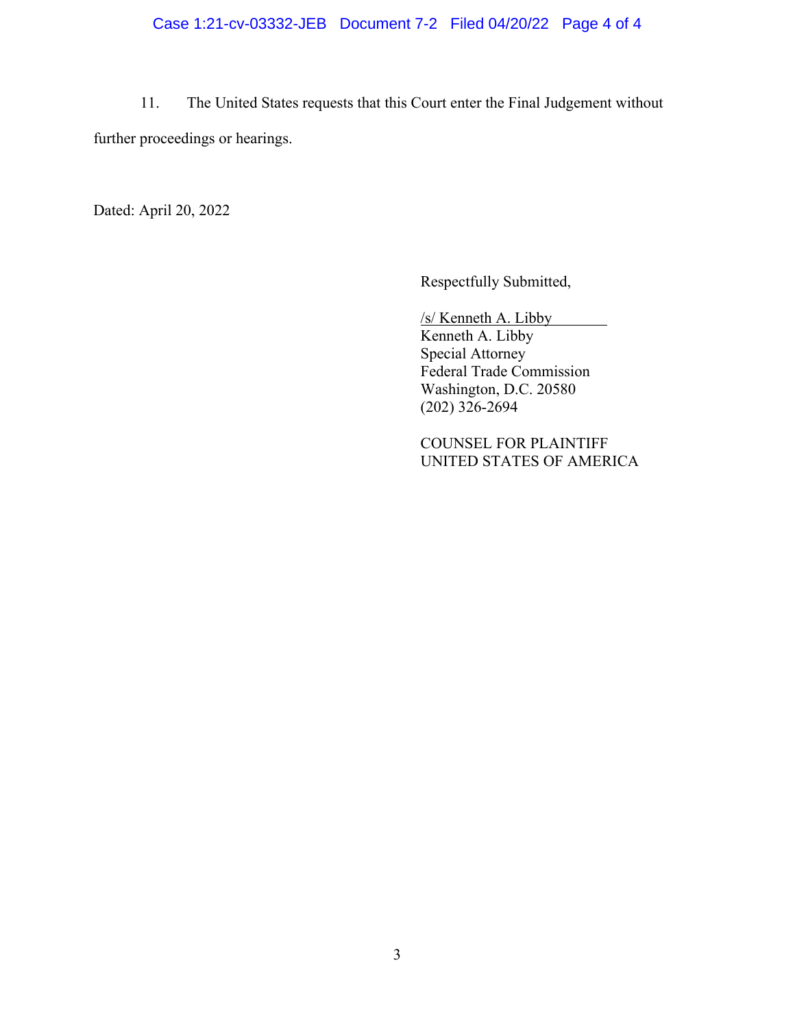11. The United States requests that this Court enter the Final Judgement without further proceedings or hearings.

Dated: April 20, 2022

Respectfully Submitted,

/s/ Kenneth A. Libby
Kenneth A. Libby
Special Attorney
Federal Trade Commission
Washington, D.C. 20580
(202) 326-2694

COUNSEL FOR PLAINTIFF
UNITED STATES OF AMERICA